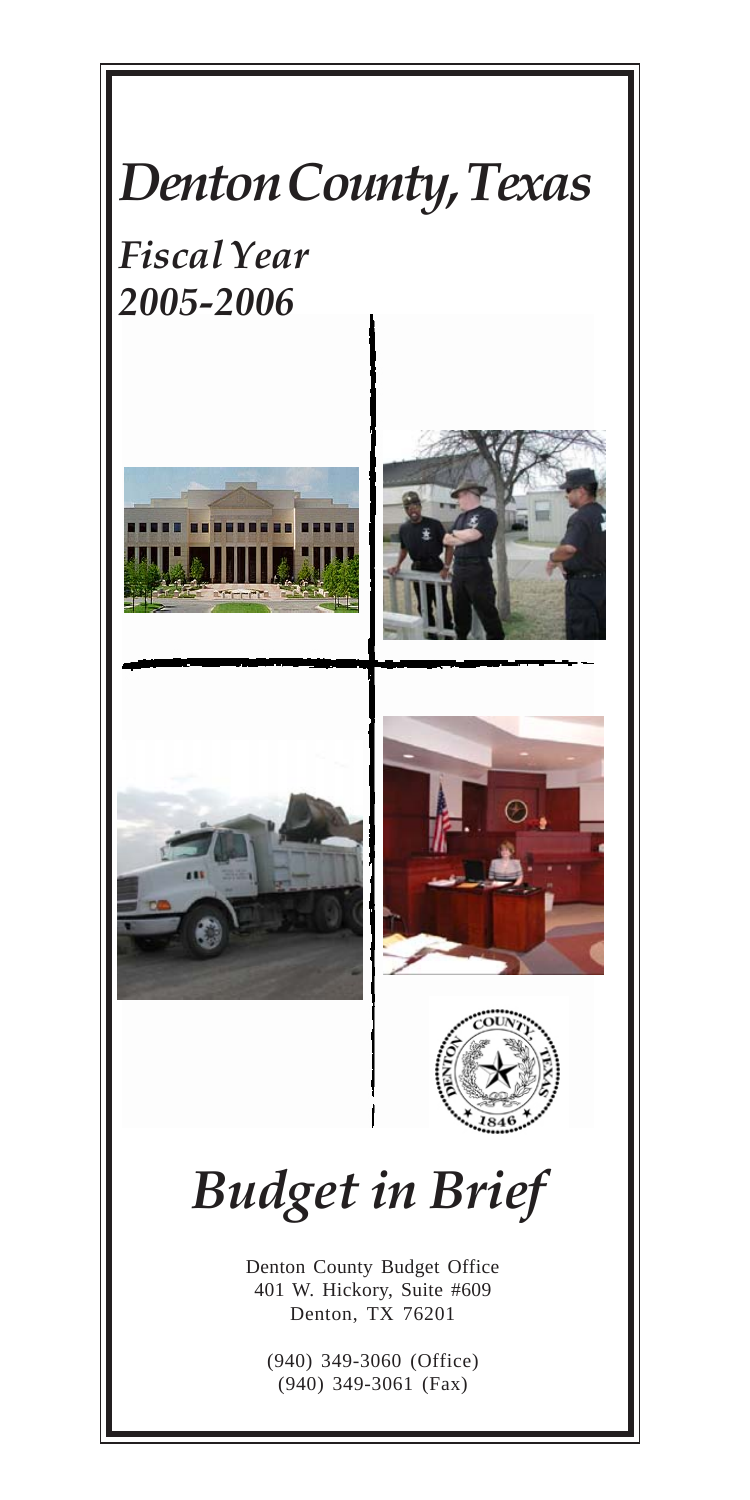# *Denton County, Texas*

## *Fiscal Year 2005-2006*

# *Budget in Brief*

Denton County Budget Office
401 W. Hickory, Suite #609
Denton, TX 76201

(940) 349-3060 (Office)
(940) 349-3061 (Fax)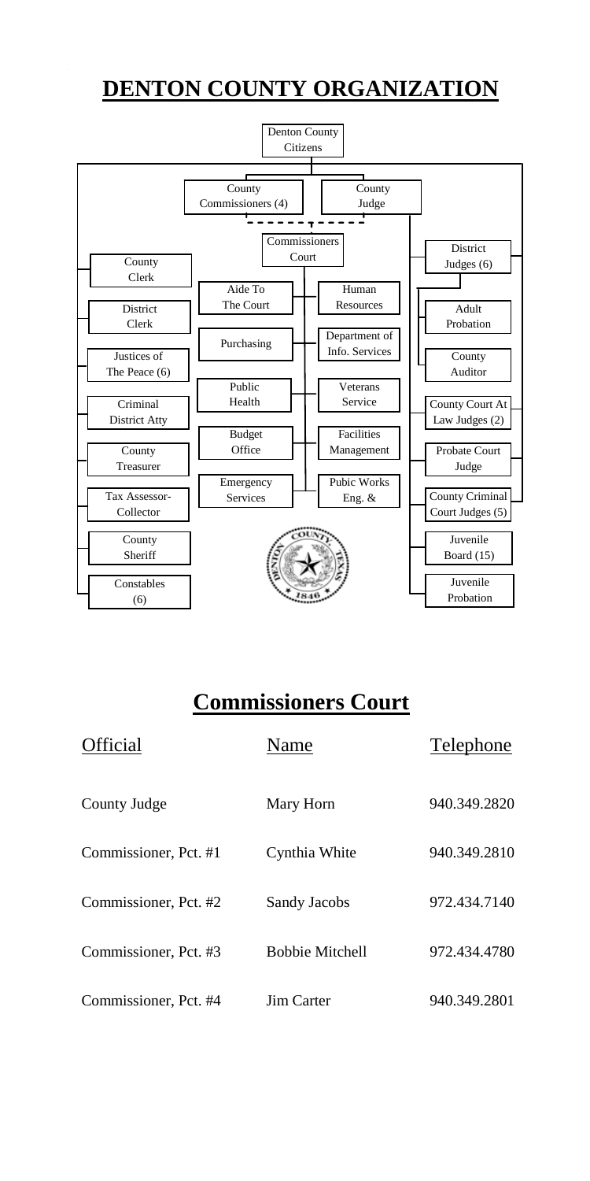# DENTON COUNTY ORGANIZATION

Denton County Citizens

County Commissioners (4)

County Judge

Commissioners Court

County Clerk

District Clerk

Justices of The Peace (6)

Criminal District Atty

County Treasurer

Tax Assessor-Collector

County Sheriff

Constables (6)

Aide To The Court

Purchasing

Public Health

Budget Office

Emergency Services

Human Resources

Department of Info. Services

Veterans Service

Facilities Management

Pubic Works Eng. &

District Judges (6)

Adult Probation

County Auditor

County Court At Law Judges (2)

Probate Court Judge

County Criminal Court Judges (5)

Juvenile Board (15)

Juvenile Probation

## Commissioners Court

| Official | Name | Telephone |
|---|---|---|
| County Judge | Mary Horn | 940.349.2820 |
| Commissioner, Pct. #1 | Cynthia White | 940.349.2810 |
| Commissioner, Pct. #2 | Sandy Jacobs | 972.434.7140 |
| Commissioner, Pct. #3 | Bobbie Mitchell | 972.434.4780 |
| Commissioner, Pct. #4 | Jim Carter | 940.349.2801 |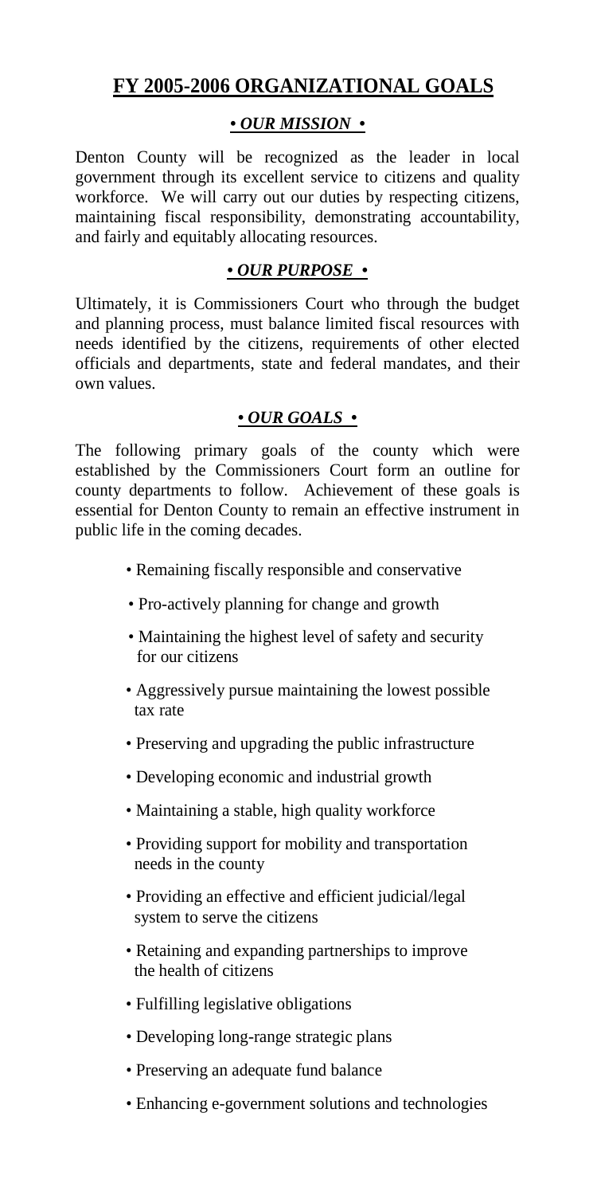# FY 2005-2006 ORGANIZATIONAL GOALS

## *• OUR MISSION •*

Denton County will be recognized as the leader in local government through its excellent service to citizens and quality workforce. We will carry out our duties by respecting citizens, maintaining fiscal responsibility, demonstrating accountability, and fairly and equitably allocating resources.

## *• OUR PURPOSE •*

Ultimately, it is Commissioners Court who through the budget and planning process, must balance limited fiscal resources with needs identified by the citizens, requirements of other elected officials and departments, state and federal mandates, and their own values.

## *• OUR GOALS •*

The following primary goals of the county which were established by the Commissioners Court form an outline for county departments to follow. Achievement of these goals is essential for Denton County to remain an effective instrument in public life in the coming decades.

- Remaining fiscally responsible and conservative
- Pro-actively planning for change and growth
- Maintaining the highest level of safety and security for our citizens
- Aggressively pursue maintaining the lowest possible tax rate
- Preserving and upgrading the public infrastructure
- Developing economic and industrial growth
- Maintaining a stable, high quality workforce
- Providing support for mobility and transportation needs in the county
- Providing an effective and efficient judicial/legal system to serve the citizens
- Retaining and expanding partnerships to improve the health of citizens
- Fulfilling legislative obligations
- Developing long-range strategic plans
- Preserving an adequate fund balance
- Enhancing e-government solutions and technologies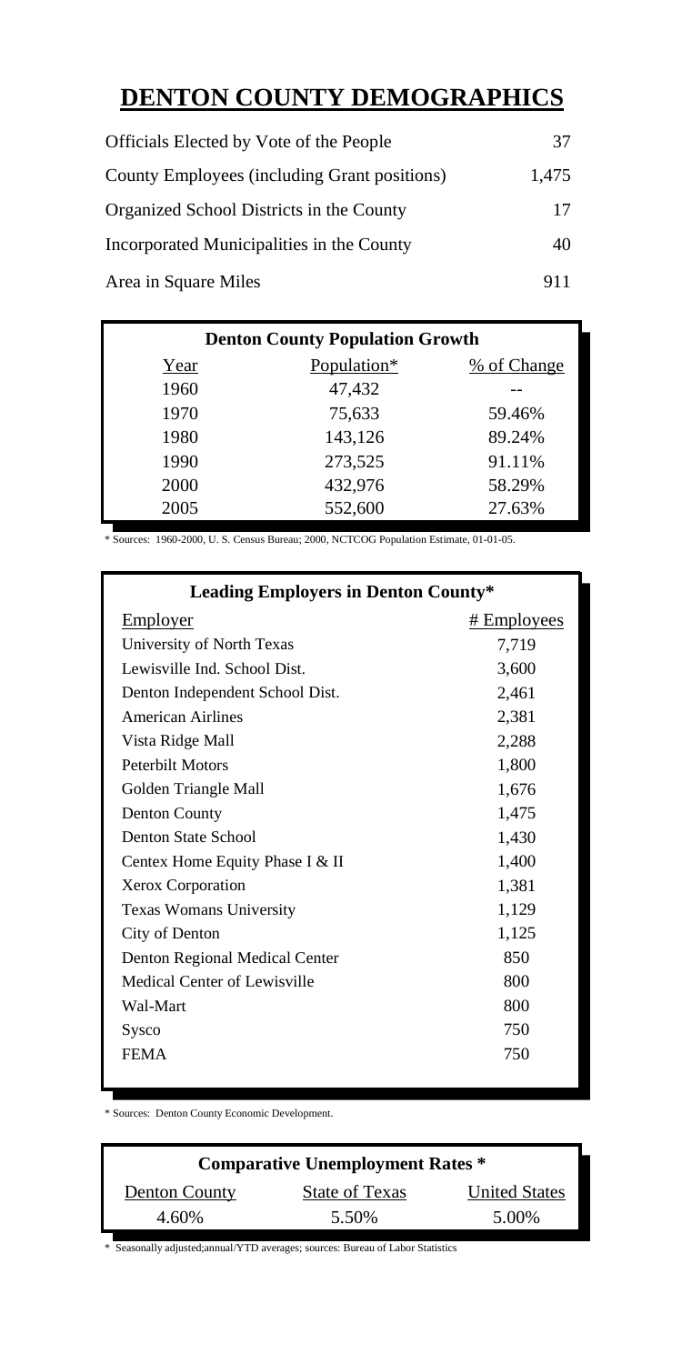# DENTON COUNTY DEMOGRAPHICS

| | |
|---|---|
| Officials Elected by Vote of the People | 37 |
| County Employees (including Grant positions) | 1,475 |
| Organized School Districts in the County | 17 |
| Incorporated Municipalities in the County | 40 |
| Area in Square Miles | 911 |

**Denton County Population Growth**

| Year | Population* | % of Change |
|---|---|---|
| 1960 | 47,432 | -- |
| 1970 | 75,633 | 59.46% |
| 1980 | 143,126 | 89.24% |
| 1990 | 273,525 | 91.11% |
| 2000 | 432,976 | 58.29% |
| 2005 | 552,600 | 27.63% |

* Sources: 1960-2000, U. S. Census Bureau; 2000, NCTCOG Population Estimate, 01-01-05.

**Leading Employers in Denton County***

| Employer | # Employees |
|---|---|
| University of North Texas | 7,719 |
| Lewisville Ind. School Dist. | 3,600 |
| Denton Independent School Dist. | 2,461 |
| American Airlines | 2,381 |
| Vista Ridge Mall | 2,288 |
| Peterbilt Motors | 1,800 |
| Golden Triangle Mall | 1,676 |
| Denton County | 1,475 |
| Denton State School | 1,430 |
| Centex Home Equity Phase I & II | 1,400 |
| Xerox Corporation | 1,381 |
| Texas Womans University | 1,129 |
| City of Denton | 1,125 |
| Denton Regional Medical Center | 850 |
| Medical Center of Lewisville | 800 |
| Wal-Mart | 800 |
| Sysco | 750 |
| FEMA | 750 |

* Sources: Denton County Economic Development.

**Comparative Unemployment Rates ***

| Denton County | State of Texas | United States |
|---|---|---|
| 4.60% | 5.50% | 5.00% |

* Seasonally adjusted;annual/YTD averages; sources: Bureau of Labor Statistics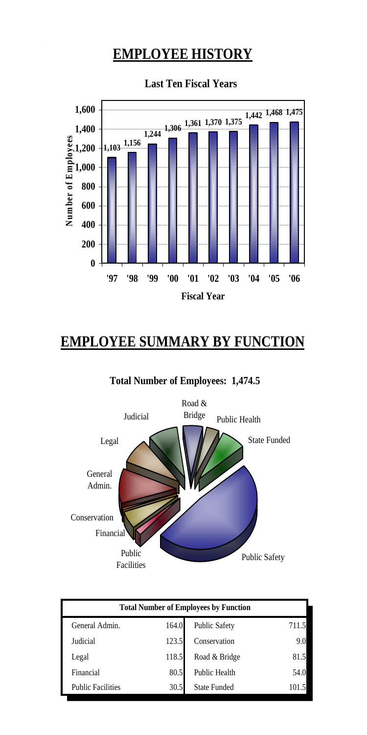# EMPLOYEE HISTORY

**Last Ten Fiscal Years**

| Fiscal Year | Number of Employees |
|---|---|
| '97 | 1,103 |
| '98 | 1,156 |
| '99 | 1,244 |
| '00 | 1,306 |
| '01 | 1,361 |
| '02 | 1,370 |
| '03 | 1,375 |
| '04 | 1,442 |
| '05 | 1,468 |
| '06 | 1,475 |

# EMPLOYEE SUMMARY BY FUNCTION

**Total Number of Employees: 1,474.5**

| Total Number of Employees by Function | | | |
|---|---|---|---|
| General Admin. | 164.0 | Public Safety | 711.5 |
| Judicial | 123.5 | Conservation | 9.0 |
| Legal | 118.5 | Road & Bridge | 81.5 |
| Financial | 80.5 | Public Health | 54.0 |
| Public Facilities | 30.5 | State Funded | 101.5 |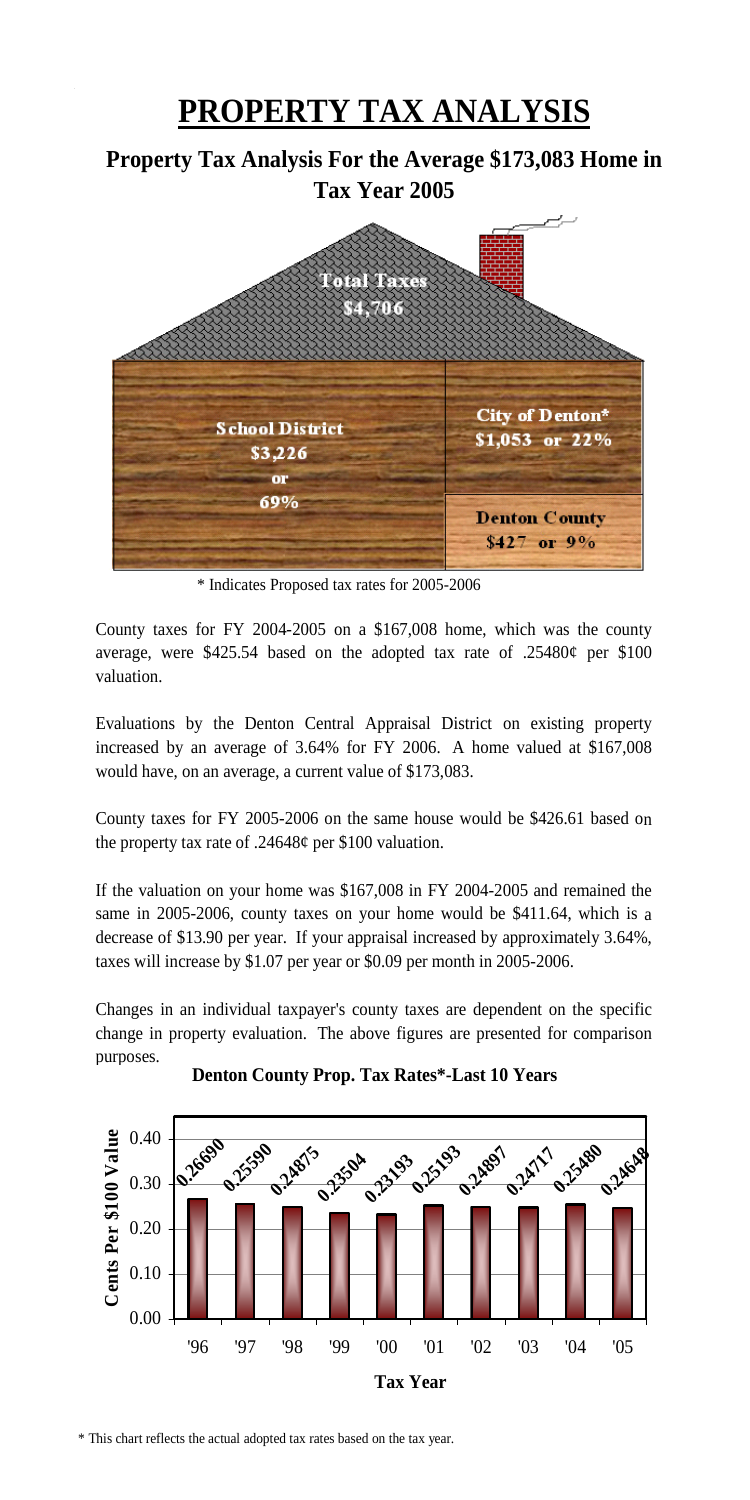# PROPERTY TAX ANALYSIS

## Property Tax Analysis For the Average $173,083 Home in Tax Year 2005

Total Taxes $4,706

School District $3,226 or 69%

City of Denton* $1,053 or 22%

Denton County $427 or 9%

\* Indicates Proposed tax rates for 2005-2006

County taxes for FY 2004-2005 on a $167,008 home, which was the county average, were $425.54 based on the adopted tax rate of .25480¢ per $100 valuation.

Evaluations by the Denton Central Appraisal District on existing property increased by an average of 3.64% for FY 2006. A home valued at $167,008 would have, on an average, a current value of $173,083.

County taxes for FY 2005-2006 on the same house would be $426.61 based on the property tax rate of .24648¢ per $100 valuation.

If the valuation on your home was $167,008 in FY 2004-2005 and remained the same in 2005-2006, county taxes on your home would be $411.64, which is a decrease of $13.90 per year. If your appraisal increased by approximately 3.64%, taxes will increase by $1.07 per year or $0.09 per month in 2005-2006.

Changes in an individual taxpayer's county taxes are dependent on the specific change in property evaluation. The above figures are presented for comparison purposes.

**Denton County Prop. Tax Rates*-Last 10 Years**

| Tax Year | Cents Per $100 Value |
|---|---|
| '96 | 0.26690 |
| '97 | 0.25590 |
| '98 | 0.24875 |
| '99 | 0.23504 |
| '00 | 0.23193 |
| '01 | 0.25193 |
| '02 | 0.24897 |
| '03 | 0.24717 |
| '04 | 0.25480 |
| '05 | 0.24648 |

\* This chart reflects the actual adopted tax rates based on the tax year.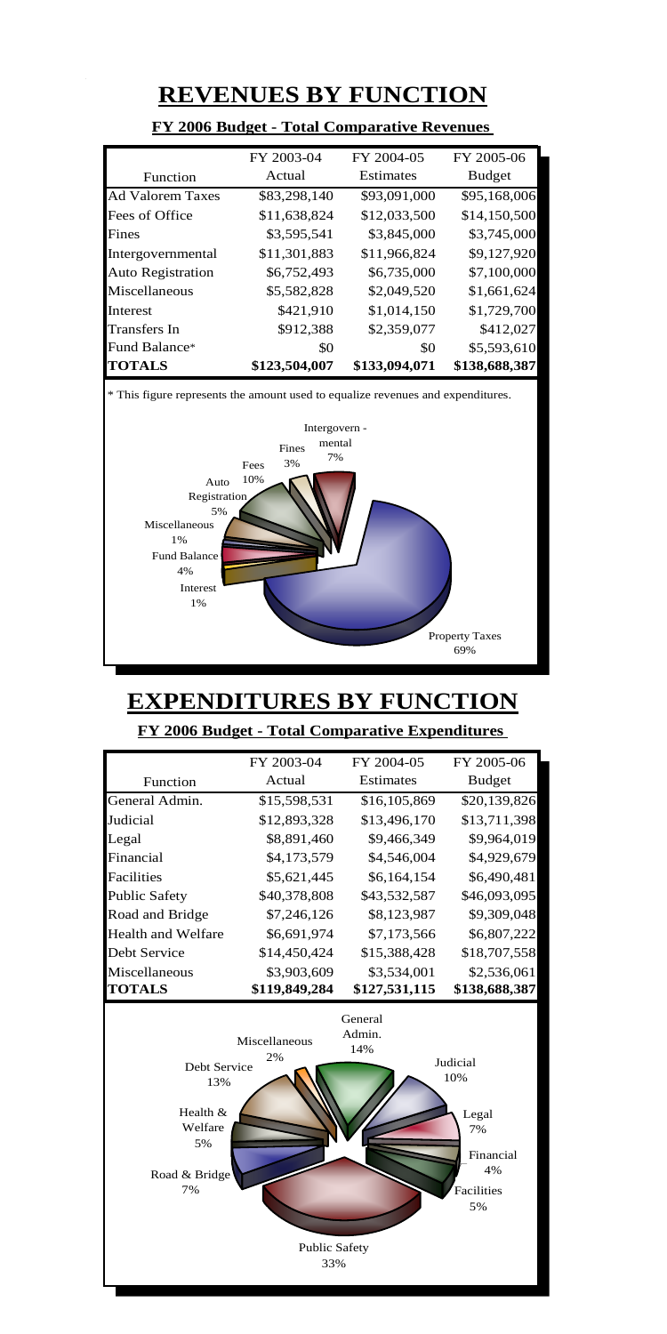# REVENUES BY FUNCTION

**FY 2006 Budget - Total Comparative Revenues**

| Function | FY 2003-04 Actual | FY 2004-05 Estimates | FY 2005-06 Budget |
|---|---|---|---|
| Ad Valorem Taxes | $83,298,140 | $93,091,000 | $95,168,006 |
| Fees of Office | $11,638,824 | $12,033,500 | $14,150,500 |
| Fines | $3,595,541 | $3,845,000 | $3,745,000 |
| Intergovernmental | $11,301,883 | $11,966,824 | $9,127,920 |
| Auto Registration | $6,752,493 | $6,735,000 | $7,100,000 |
| Miscellaneous | $5,582,828 | $2,049,520 | $1,661,624 |
| Interest | $421,910 | $1,014,150 | $1,729,700 |
| Transfers In | $912,388 | $2,359,077 | $412,027 |
| Fund Balance* | $0 | $0 | $5,593,610 |
| **TOTALS** | **$123,504,007** | **$133,094,071** | **$138,688,387** |

* This figure represents the amount used to equalize revenues and expenditures.

Intergovern - mental 7%
Fines 3%
Fees 10%
Auto Registration 5%
Miscellaneous 1%
Fund Balance 4%
Interest 1%
Property Taxes 69%

# EXPENDITURES BY FUNCTION

**FY 2006 Budget - Total Comparative Expenditures**

| Function | FY 2003-04 Actual | FY 2004-05 Estimates | FY 2005-06 Budget |
|---|---|---|---|
| General Admin. | $15,598,531 | $16,105,869 | $20,139,826 |
| Judicial | $12,893,328 | $13,496,170 | $13,711,398 |
| Legal | $8,891,460 | $9,466,349 | $9,964,019 |
| Financial | $4,173,579 | $4,546,004 | $4,929,679 |
| Facilities | $5,621,445 | $6,164,154 | $6,490,481 |
| Public Safety | $40,378,808 | $43,532,587 | $46,093,095 |
| Road and Bridge | $7,246,126 | $8,123,987 | $9,309,048 |
| Health and Welfare | $6,691,974 | $7,173,566 | $6,807,222 |
| Debt Service | $14,450,424 | $15,388,428 | $18,707,558 |
| Miscellaneous | $3,903,609 | $3,534,001 | $2,536,061 |
| **TOTALS** | **$119,849,284** | **$127,531,115** | **$138,688,387** |

General Admin. 14%
Miscellaneous 2%
Judicial 10%
Debt Service 13%
Legal 7%
Health & Welfare 5%
Financial 4%
Road & Bridge 7%
Facilities 5%
Public Safety 33%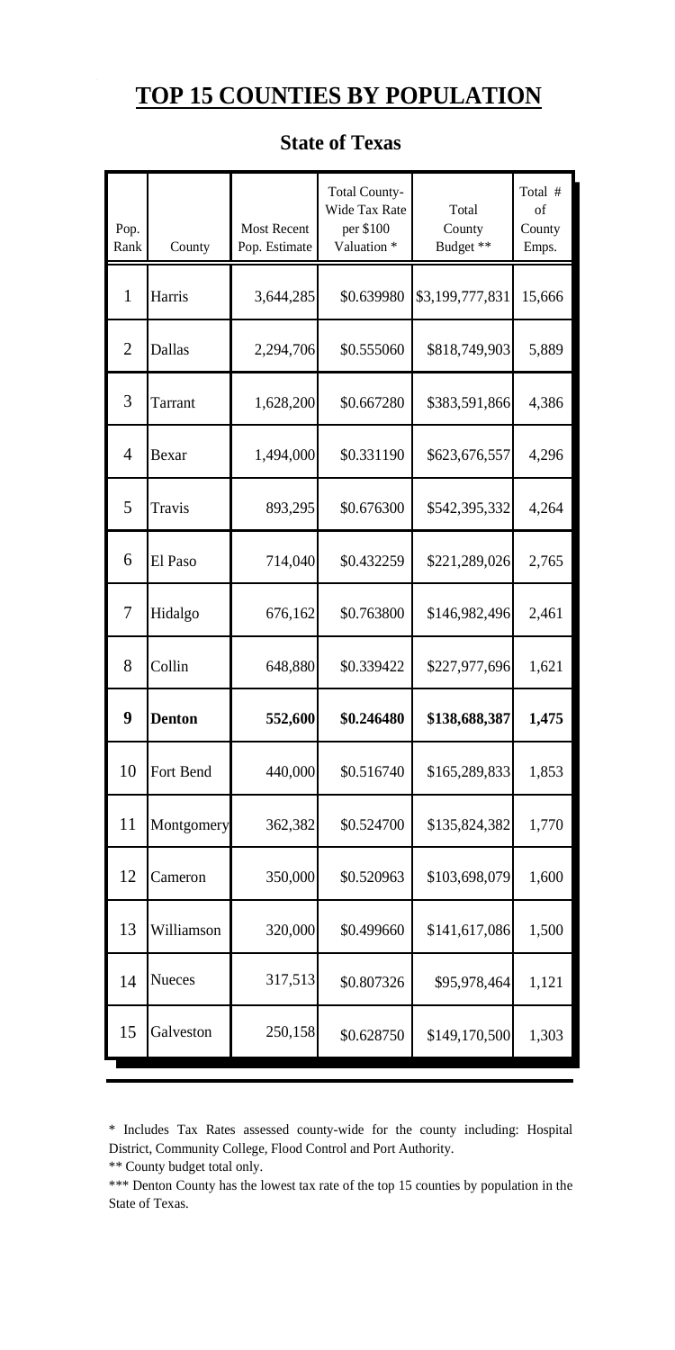# TOP 15 COUNTIES BY POPULATION

## State of Texas

| Pop. Rank | County | Most Recent Pop. Estimate | Total County-Wide Tax Rate per $100 Valuation * | Total County Budget ** | Total # of County Emps. |
|---|---|---|---|---|---|
| 1 | Harris | 3,644,285 | $0.639980 | $3,199,777,831 | 15,666 |
| 2 | Dallas | 2,294,706 | $0.555060 | $818,749,903 | 5,889 |
| 3 | Tarrant | 1,628,200 | $0.667280 | $383,591,866 | 4,386 |
| 4 | Bexar | 1,494,000 | $0.331190 | $623,676,557 | 4,296 |
| 5 | Travis | 893,295 | $0.676300 | $542,395,332 | 4,264 |
| 6 | El Paso | 714,040 | $0.432259 | $221,289,026 | 2,765 |
| 7 | Hidalgo | 676,162 | $0.763800 | $146,982,496 | 2,461 |
| 8 | Collin | 648,880 | $0.339422 | $227,977,696 | 1,621 |
| **9** | **Denton** | **552,600** | **$0.246480** | **$138,688,387** | **1,475** |
| 10 | Fort Bend | 440,000 | $0.516740 | $165,289,833 | 1,853 |
| 11 | Montgomery | 362,382 | $0.524700 | $135,824,382 | 1,770 |
| 12 | Cameron | 350,000 | $0.520963 | $103,698,079 | 1,600 |
| 13 | Williamson | 320,000 | $0.499660 | $141,617,086 | 1,500 |
| 14 | Nueces | 317,513 | $0.807326 | $95,978,464 | 1,121 |
| 15 | Galveston | 250,158 | $0.628750 | $149,170,500 | 1,303 |

* Includes Tax Rates assessed county-wide for the county including: Hospital District, Community College, Flood Control and Port Authority.

** County budget total only.

*** Denton County has the lowest tax rate of the top 15 counties by population in the State of Texas.